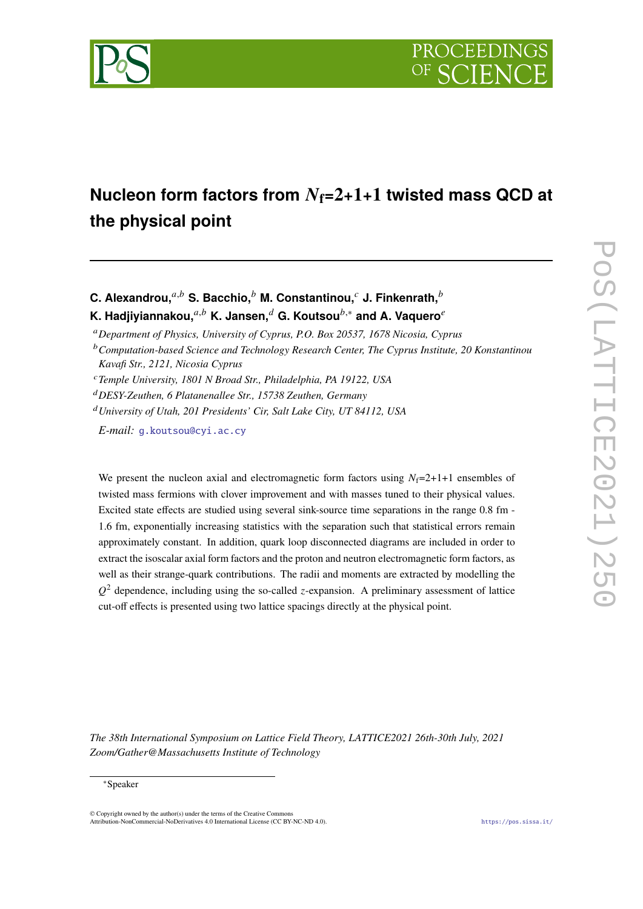# Nucleon form factors from $N_\mathrm{f}$=2+1+1 twisted mass QCD at the physical point

**C. Alexandrou,**[a,b] **S. Bacchio,**[b] **M. Constantinou,**[c] **J. Finkenrath,**[b] **K. Hadjiyiannakou,**[a,b] **K. Jansen,**[d] **G. Koutsou**[b,*] **and A. Vaquero**[e]

[a] *Department of Physics, University of Cyprus, P.O. Box 20537, 1678 Nicosia, Cyprus*

[b] *Computation-based Science and Technology Research Center, The Cyprus Institute, 20 Konstantinou Kavafi Str., 2121, Nicosia Cyprus*

[c] *Temple University, 1801 N Broad Str., Philadelphia, PA 19122, USA*

[d] *DESY-Zeuthen, 6 Platanenallee Str., 15738 Zeuthen, Germany*

[d] *University of Utah, 201 Presidents' Cir, Salt Lake City, UT 84112, USA*

*E-mail:* g.koutsou@cyi.ac.cy

We present the nucleon axial and electromagnetic form factors using $N_\mathrm{f}$=2+1+1 ensembles of twisted mass fermions with clover improvement and with masses tuned to their physical values. Excited state effects are studied using several sink-source time separations in the range 0.8 fm - 1.6 fm, exponentially increasing statistics with the separation such that statistical errors remain approximately constant. In addition, quark loop disconnected diagrams are included in order to extract the isoscalar axial form factors and the proton and neutron electromagnetic form factors, as well as their strange-quark contributions. The radii and moments are extracted by modelling the $Q^2$ dependence, including using the so-called $z$-expansion. A preliminary assessment of lattice cut-off effects is presented using two lattice spacings directly at the physical point.

*The 38th International Symposium on Lattice Field Theory, LATTICE2021 26th-30th July, 2021 Zoom/Gather@Massachusetts Institute of Technology*

*Speaker

© Copyright owned by the author(s) under the terms of the Creative Commons Attribution-NonCommercial-NoDerivatives 4.0 International License (CC BY-NC-ND 4.0).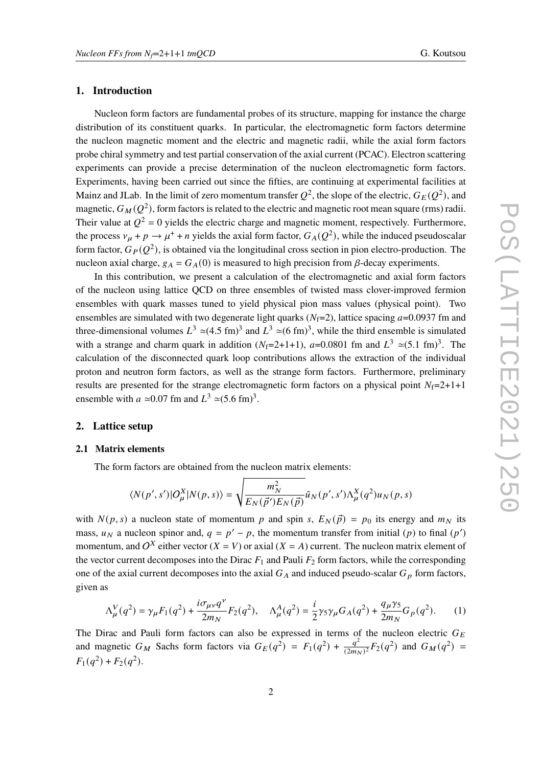## 1. Introduction

Nucleon form factors are fundamental probes of its structure, mapping for instance the charge distribution of its constituent quarks. In particular, the electromagnetic form factors determine the nucleon magnetic moment and the electric and magnetic radii, while the axial form factors probe chiral symmetry and test partial conservation of the axial current (PCAC). Electron scattering experiments can provide a precise determination of the nucleon electromagnetic form factors. Experiments, having been carried out since the fifties, are continuing at experimental facilities at Mainz and JLab. In the limit of zero momentum transfer $Q^2$, the slope of the electric, $G_E(Q^2)$, and magnetic, $G_M(Q^2)$, form factors is related to the electric and magnetic root mean square (rms) radii. Their value at $Q^2 = 0$ yields the electric charge and magnetic moment, respectively. Furthermore, the process $\nu_\mu + p \to \mu^+ + n$ yields the axial form factor, $G_A(Q^2)$, while the induced pseudoscalar form factor, $G_P(Q^2)$, is obtained via the longitudinal cross section in pion electro-production. The nucleon axial charge, $g_A = G_A(0)$ is measured to high precision from $\beta$-decay experiments.

In this contribution, we present a calculation of the electromagnetic and axial form factors of the nucleon using lattice QCD on three ensembles of twisted mass clover-improved fermion ensembles with quark masses tuned to yield physical pion mass values (physical point). Two ensembles are simulated with two degenerate light quarks ($N_f$=2), lattice spacing $a$=0.0937 fm and three-dimensional volumes $L^3 \simeq (4.5 \text{ fm})^3$ and $L^3 \simeq (6 \text{ fm})^3$, while the third ensemble is simulated with a strange and charm quark in addition ($N_f$=2+1+1), $a$=0.0801 fm and $L^3 \simeq (5.1 \text{ fm})^3$. The calculation of the disconnected quark loop contributions allows the extraction of the individual proton and neutron form factors, as well as the strange form factors. Furthermore, preliminary results are presented for the strange electromagnetic form factors on a physical point $N_f$=2+1+1 ensemble with $a \simeq 0.07$ fm and $L^3 \simeq (5.6 \text{ fm})^3$.

## 2. Lattice setup

### 2.1 Matrix elements

The form factors are obtained from the nucleon matrix elements:

$$\langle N(p', s')|O^X_\mu|N(p, s)\rangle = \sqrt{\frac{m_N^2}{E_N(\vec{p}\,')E_N(\vec{p})}}\bar{u}_N(p', s')\Lambda^X_\mu(q^2)u_N(p, s)$$

with $N(p, s)$ a nucleon state of momentum $p$ and spin $s$, $E_N(\vec{p}) = p_0$ its energy and $m_N$ its mass, $u_N$ a nucleon spinor and, $q = p' - p$, the momentum transfer from initial ($p$) to final ($p'$) momentum, and $O^X$ either vector ($X = V$) or axial ($X = A$) current. The nucleon matrix element of the vector current decomposes into the Dirac $F_1$ and Pauli $F_2$ form factors, while the corresponding one of the axial current decomposes into the axial $G_A$ and induced pseudo-scalar $G_p$ form factors, given as

$$\Lambda^V_\mu(q^2) = \gamma_\mu F_1(q^2) + \frac{i\sigma_{\mu\nu}q^\nu}{2m_N}F_2(q^2), \quad \Lambda^A_\mu(q^2) = \frac{i}{2}\gamma_5\gamma_\mu G_A(q^2) + \frac{q_\mu\gamma_5}{2m_N}G_p(q^2). \tag{1}$$

The Dirac and Pauli form factors can also be expressed in terms of the nucleon electric $G_E$ and magnetic $G_M$ Sachs form factors via $G_E(q^2) = F_1(q^2) + \frac{q^2}{(2m_N)^2}F_2(q^2)$ and $G_M(q^2) = F_1(q^2) + F_2(q^2)$.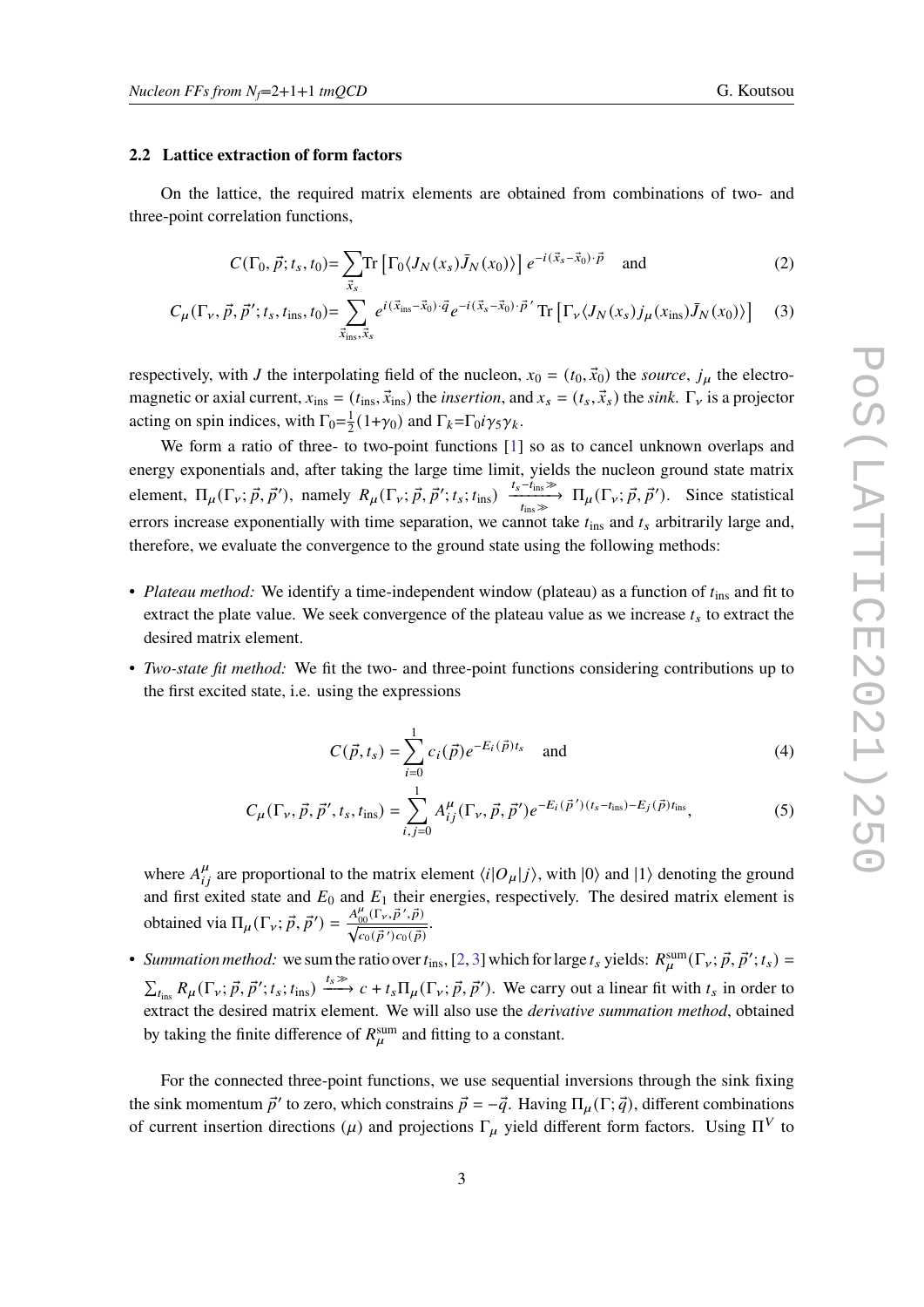### 2.2 Lattice extraction of form factors

On the lattice, the required matrix elements are obtained from combinations of two- and three-point correlation functions,

$$C(\Gamma_0,\vec{p};t_s,t_0)=\sum_{\vec{x}_s}\text{Tr}\left[\Gamma_0\langle J_N(x_s)\bar{J}_N(x_0)\rangle\right]e^{-i(\vec{x}_s-\vec{x}_0)\cdot\vec{p}} \quad \text{and} \tag{2}$$

$$C_\mu(\Gamma_\nu,\vec{p},\vec{p}';t_s,t_{\text{ins}},t_0)=\sum_{\vec{x}_{\text{ins}},\vec{x}_s}e^{i(\vec{x}_{\text{ins}}-\vec{x}_0)\cdot\vec{q}}e^{-i(\vec{x}_s-\vec{x}_0)\cdot\vec{p}'}\,\text{Tr}\left[\Gamma_\nu\langle J_N(x_s)j_\mu(x_{\text{ins}})\bar{J}_N(x_0)\rangle\right] \tag{3}$$

respectively, with $J$ the interpolating field of the nucleon, $x_0=(t_0,\vec{x}_0)$ the *source*, $j_\mu$ the electromagnetic or axial current, $x_{\text{ins}}=(t_{\text{ins}},\vec{x}_{\text{ins}})$ the *insertion*, and $x_s=(t_s,\vec{x}_s)$ the *sink*. $\Gamma_\nu$ is a projector acting on spin indices, with $\Gamma_0=\frac{1}{2}(1+\gamma_0)$ and $\Gamma_k=\Gamma_0 i\gamma_5\gamma_k$.

We form a ratio of three- to two-point functions [1] so as to cancel unknown overlaps and energy exponentials and, after taking the large time limit, yields the nucleon ground state matrix element, $\Pi_\mu(\Gamma_\nu;\vec{p},\vec{p}')$, namely $R_\mu(\Gamma_\nu;\vec{p},\vec{p}';t_s;t_{\text{ins}}) \xrightarrow[t_{\text{ins}}\gg]{t_s-t_{\text{ins}}\gg} \Pi_\mu(\Gamma_\nu;\vec{p},\vec{p}')$. Since statistical errors increase exponentially with time separation, we cannot take $t_{\text{ins}}$ and $t_s$ arbitrarily large and, therefore, we evaluate the convergence to the ground state using the following methods:

- *Plateau method:* We identify a time-independent window (plateau) as a function of $t_{\text{ins}}$ and fit to extract the plate value. We seek convergence of the plateau value as we increase $t_s$ to extract the desired matrix element.
- *Two-state fit method:* We fit the two- and three-point functions considering contributions up to the first excited state, i.e. using the expressions

$$C(\vec{p},t_s)=\sum_{i=0}^{1}c_i(\vec{p})e^{-E_i(\vec{p})t_s} \quad \text{and} \tag{4}$$

$$C_\mu(\Gamma_\nu,\vec{p},\vec{p}',t_s,t_{\text{ins}})=\sum_{i,j=0}^{1}A^\mu_{ij}(\Gamma_\nu,\vec{p},\vec{p}')e^{-E_i(\vec{p}')(t_s-t_{\text{ins}})-E_j(\vec{p})t_{\text{ins}}}, \tag{5}$$

  where $A^\mu_{ij}$ are proportional to the matrix element $\langle i|O_\mu|j\rangle$, with $|0\rangle$ and $|1\rangle$ denoting the ground and first exited state and $E_0$ and $E_1$ their energies, respectively. The desired matrix element is obtained via $\Pi_\mu(\Gamma_\nu;\vec{p},\vec{p}')=\frac{A^\mu_{00}(\Gamma_\nu,\vec{p}',\vec{p})}{\sqrt{c_0(\vec{p}')c_0(\vec{p})}}$.
- *Summation method:* we sum the ratio over $t_{\text{ins}}$, [2, 3] which for large $t_s$ yields: $R^{\text{sum}}_\mu(\Gamma_\nu;\vec{p},\vec{p}';t_s)=\sum_{t_{\text{ins}}}R_\mu(\Gamma_\nu;\vec{p},\vec{p}';t_s;t_{\text{ins}}) \xrightarrow{t_s\gg} c+t_s\Pi_\mu(\Gamma_\nu;\vec{p},\vec{p}')$. We carry out a linear fit with $t_s$ in order to extract the desired matrix element. We will also use the *derivative summation method*, obtained by taking the finite difference of $R^{\text{sum}}_\mu$ and fitting to a constant.

For the connected three-point functions, we use sequential inversions through the sink fixing the sink momentum $\vec{p}'$ to zero, which constrains $\vec{p}=-\vec{q}$. Having $\Pi_\mu(\Gamma;\vec{q})$, different combinations of current insertion directions ($\mu$) and projections $\Gamma_\mu$ yield different form factors. Using $\Pi^V$ to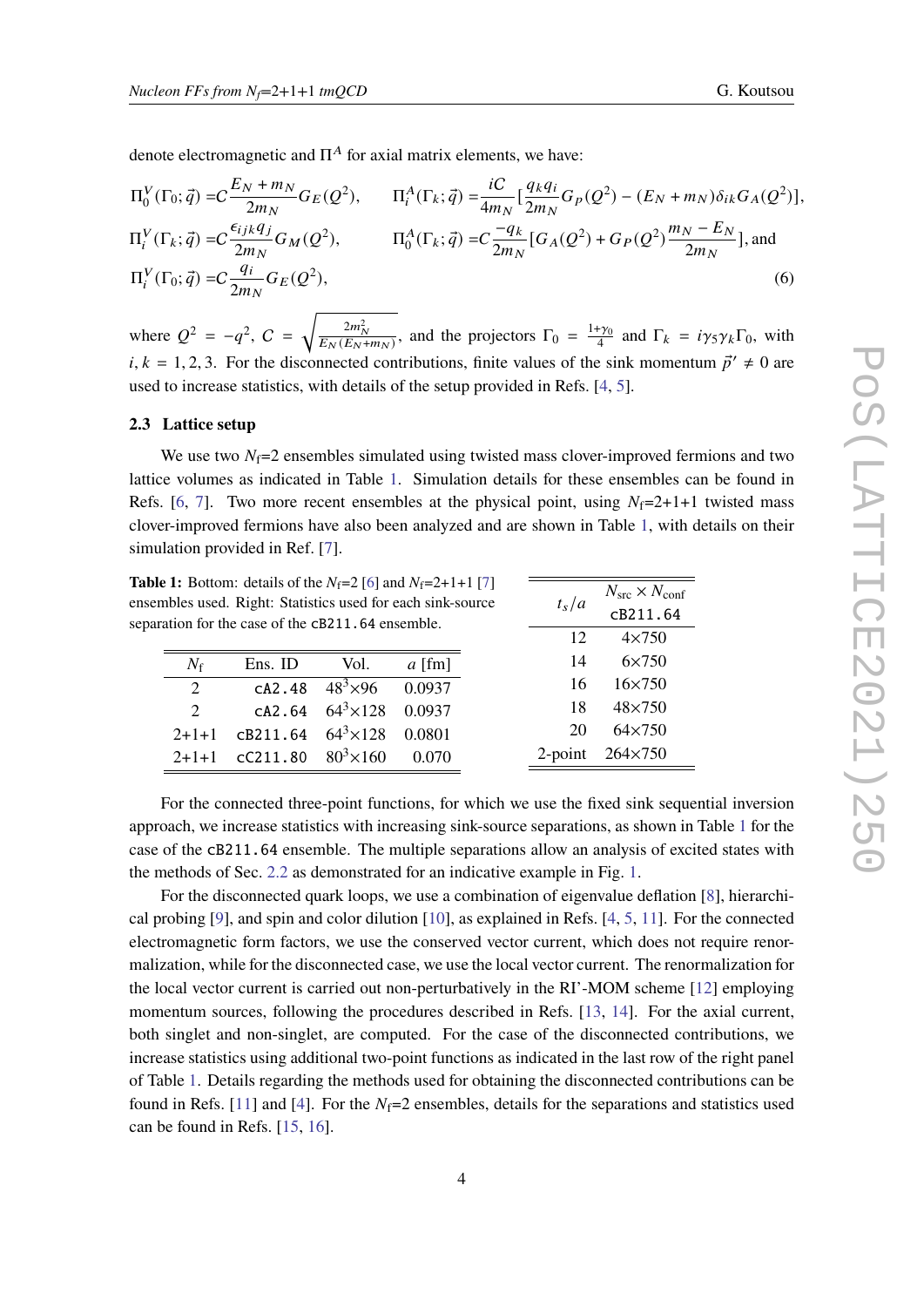denote electromagnetic and $\Pi^A$ for axial matrix elements, we have:

$$
\begin{aligned}
\Pi_0^V(\Gamma_0;\vec{q}) &= C\frac{E_N+m_N}{2m_N}G_E(Q^2), & \Pi_i^A(\Gamma_k;\vec{q}) &= \frac{iC}{4m_N}\left[\frac{q_k q_i}{2m_N}G_P(Q^2)-(E_N+m_N)\delta_{ik}G_A(Q^2)\right],\\
\Pi_i^V(\Gamma_k;\vec{q}) &= C\frac{\epsilon_{ijk}q_j}{2m_N}G_M(Q^2), & \Pi_0^A(\Gamma_k;\vec{q}) &= C\frac{-q_k}{2m_N}\left[G_A(Q^2)+G_P(Q^2)\frac{m_N-E_N}{2m_N}\right], \text{ and}\\
\Pi_i^V(\Gamma_0;\vec{q}) &= C\frac{q_i}{2m_N}G_E(Q^2),
\end{aligned}
\tag{6}
$$

where $Q^2=-q^2$, $C=\sqrt{\frac{2m_N^2}{E_N(E_N+m_N)}}$, and the projectors $\Gamma_0=\frac{1+\gamma_0}{4}$ and $\Gamma_k=i\gamma_5\gamma_k\Gamma_0$, with $i,k=1,2,3$. For the disconnected contributions, finite values of the sink momentum $\vec{p}\,'\neq 0$ are used to increase statistics, with details of the setup provided in Refs. [4, 5].

### 2.3 Lattice setup

We use two $N_f$=2 ensembles simulated using twisted mass clover-improved fermions and two lattice volumes as indicated in Table 1. Simulation details for these ensembles can be found in Refs. [6, 7]. Two more recent ensembles at the physical point, using $N_f$=2+1+1 twisted mass clover-improved fermions have also been analyzed and are shown in Table 1, with details on their simulation provided in Ref. [7].

**Table 1:** Bottom: details of the $N_f$=2 [6] and $N_f$=2+1+1 [7] ensembles used. Right: Statistics used for each sink-source separation for the case of the `cB211.64` ensemble.

| $N_f$ | Ens. ID | Vol. | $a$ [fm] |
|---|---|---|---|
| 2 | `cA2.48` | $48^3{\times}96$ | 0.0937 |
| 2 | `cA2.64` | $64^3{\times}128$ | 0.0937 |
| 2+1+1 | `cB211.64` | $64^3{\times}128$ | 0.0801 |
| 2+1+1 | `cC211.80` | $80^3{\times}160$ | 0.070 |

| $t_s/a$ | $N_{\text{src}}\times N_{\text{conf}}$ `cB211.64` |
|---|---|
| 12 | 4×750 |
| 14 | 6×750 |
| 16 | 16×750 |
| 18 | 48×750 |
| 20 | 64×750 |
| 2-point | 264×750 |

For the connected three-point functions, for which we use the fixed sink sequential inversion approach, we increase statistics with increasing sink-source separations, as shown in Table 1 for the case of the `cB211.64` ensemble. The multiple separations allow an analysis of excited states with the methods of Sec. 2.2 as demonstrated for an indicative example in Fig. 1.

For the disconnected quark loops, we use a combination of eigenvalue deflation [8], hierarchical probing [9], and spin and color dilution [10], as explained in Refs. [4, 5, 11]. For the connected electromagnetic form factors, we use the conserved vector current, which does not require renormalization, while for the disconnected case, we use the local vector current. The renormalization for the local vector current is carried out non-perturbatively in the RI'-MOM scheme [12] employing momentum sources, following the procedures described in Refs. [13, 14]. For the axial current, both singlet and non-singlet, are computed. For the case of the disconnected contributions, we increase statistics using additional two-point functions as indicated in the last row of the right panel of Table 1. Details regarding the methods used for obtaining the disconnected contributions can be found in Refs. [11] and [4]. For the $N_f$=2 ensembles, details for the separations and statistics used can be found in Refs. [15, 16].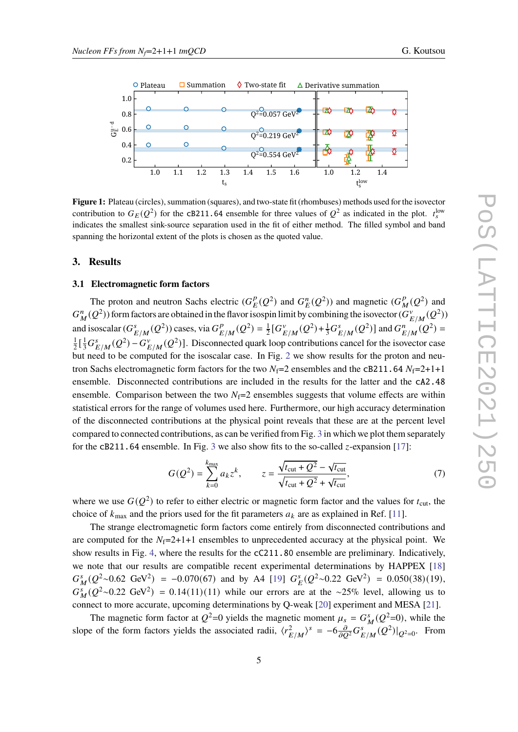**Figure 1:** Plateau (circles), summation (squares), and two-state fit (rhombuses) methods used for the isovector contribution to $G_E(Q^2)$ for the `cB211.64` ensemble for three values of $Q^2$ as indicated in the plot. $t_s^{\rm low}$ indicates the smallest sink-source separation used in the fit of either method. The filled symbol and band spanning the horizontal extent of the plots is chosen as the quoted value.

## 3. Results

### 3.1 Electromagnetic form factors

The proton and neutron Sachs electric ($G_E^p(Q^2)$ and $G_E^n(Q^2)$) and magnetic ($G_M^p(Q^2)$ and $G_M^n(Q^2)$) form factors are obtained in the flavor isospin limit by combining the isovector ($G_{E/M}^v(Q^2)$) and isoscalar ($G_{E/M}^s(Q^2)$) cases, via $G_{E/M}^p(Q^2) = \frac{1}{2}[G_{E/M}^v(Q^2) + \frac{1}{3}G_{E/M}^s(Q^2)]$ and $G_{E/M}^n(Q^2) = \frac{1}{2}[\frac{1}{3}G_{E/M}^s(Q^2) - G_{E/M}^v(Q^2)]$. Disconnected quark loop contributions cancel for the isovector case but need to be computed for the isoscalar case. In Fig. 2 we show results for the proton and neutron Sachs electromagnetic form factors for the two $N_f$=2 ensembles and the `cB211.64` $N_f$=2+1+1 ensemble. Disconnected contributions are included in the results for the latter and the `cA2.48` ensemble. Comparison between the two $N_f$=2 ensembles suggests that volume effects are within statistical errors for the range of volumes used here. Furthermore, our high accuracy determination of the disconnected contributions at the physical point reveals that these are at the percent level compared to connected contributions, as can be verified from Fig. 3 in which we plot them separately for the `cB211.64` ensemble. In Fig. 3 we also show fits to the so-called $z$-expansion [17]:

$$G(Q^2) = \sum_{k=0}^{k_{\rm max}} a_k z^k, \qquad z = \frac{\sqrt{t_{\rm cut} + Q^2} - \sqrt{t_{\rm cut}}}{\sqrt{t_{\rm cut} + Q^2} + \sqrt{t_{\rm cut}}}, \tag{7}$$

where we use $G(Q^2)$ to refer to either electric or magnetic form factor and the values for $t_{\rm cut}$, the choice of $k_{\rm max}$ and the priors used for the fit parameters $a_k$ are as explained in Ref. [11].

The strange electromagnetic form factors come entirely from disconnected contributions and are computed for the $N_f$=2+1+1 ensembles to unprecedented accuracy at the physical point. We show results in Fig. 4, where the results for the `cC211.80` ensemble are preliminary. Indicatively, we note that our results are compatible recent experimental determinations by HAPPEX [18] $G_M^s(Q^2{\sim}0.62\ \text{GeV}^2) = -0.070(67)$ and by A4 [19] $G_E^s(Q^2{\sim}0.22\ \text{GeV}^2) = 0.050(38)(19)$, $G_M^s(Q^2{\sim}0.22\ \text{GeV}^2) = 0.14(11)(11)$ while our errors are at the ~25% level, allowing us to connect to more accurate, upcoming determinations by Q-weak [20] experiment and MESA [21].

The magnetic form factor at $Q^2$=0 yields the magnetic moment $\mu_s = G_M^s(Q^2{=}0)$, while the slope of the form factors yields the associated radii, $\langle r_{E/M}^2 \rangle^s = -6\frac{\partial}{\partial Q^2} G_{E/M}^s(Q^2)|_{Q^2=0}$. From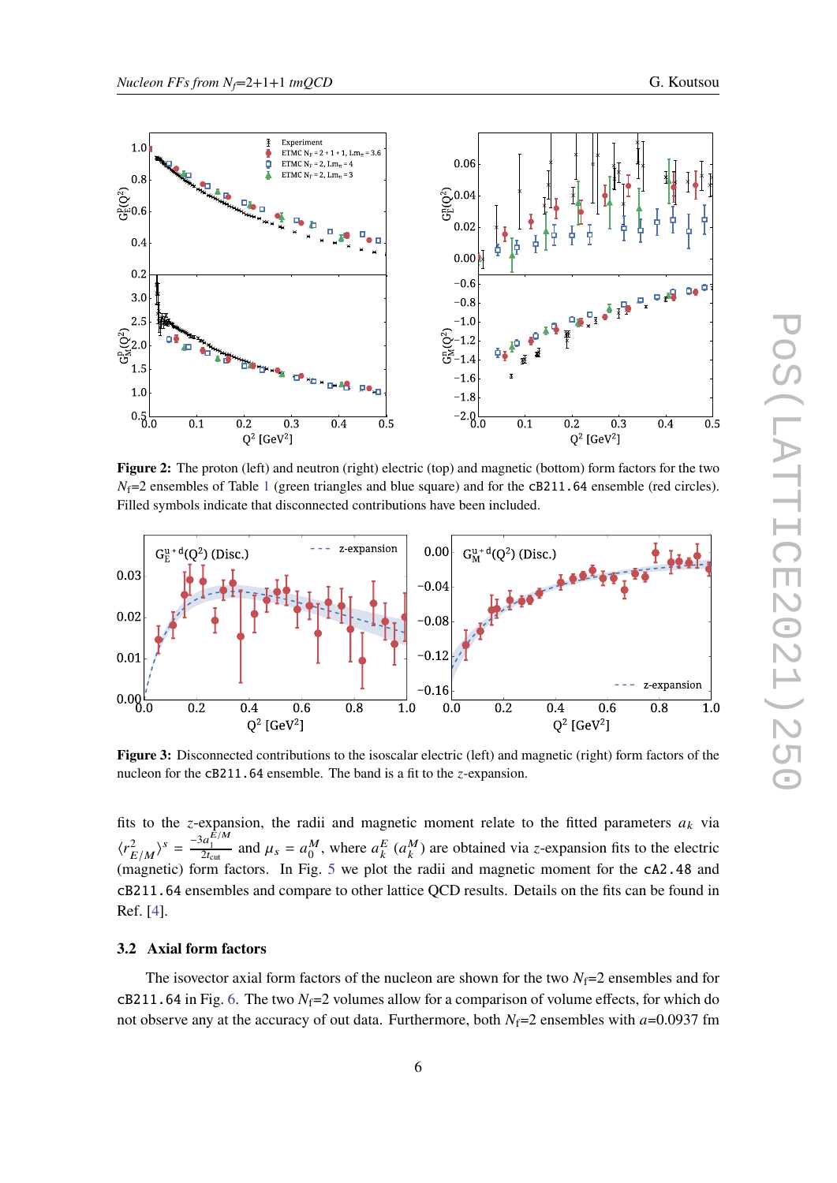**Figure 2:** The proton (left) and neutron (right) electric (top) and magnetic (bottom) form factors for the two $N_f$=2 ensembles of Table 1 (green triangles and blue square) and for the `cB211.64` ensemble (red circles). Filled symbols indicate that disconnected contributions have been included.

**Figure 3:** Disconnected contributions to the isoscalar electric (left) and magnetic (right) form factors of the nucleon for the `cB211.64` ensemble. The band is a fit to the $z$-expansion.

fits to the $z$-expansion, the radii and magnetic moment relate to the fitted parameters $a_k$ via $\langle r^2_{E/M}\rangle^s = \frac{-3a_1^{E/M}}{2t_{\rm cut}}$ and $\mu_s = a_0^M$, where $a_k^E$ ($a_k^M$) are obtained via $z$-expansion fits to the electric (magnetic) form factors. In Fig. 5 we plot the radii and magnetic moment for the `cA2.48` and `cB211.64` ensembles and compare to other lattice QCD results. Details on the fits can be found in Ref. [4].

### 3.2 Axial form factors

The isovector axial form factors of the nucleon are shown for the two $N_f$=2 ensembles and for `cB211.64` in Fig. 6. The two $N_f$=2 volumes allow for a comparison of volume effects, for which do not observe any at the accuracy of out data. Furthermore, both $N_f$=2 ensembles with $a$=0.0937 fm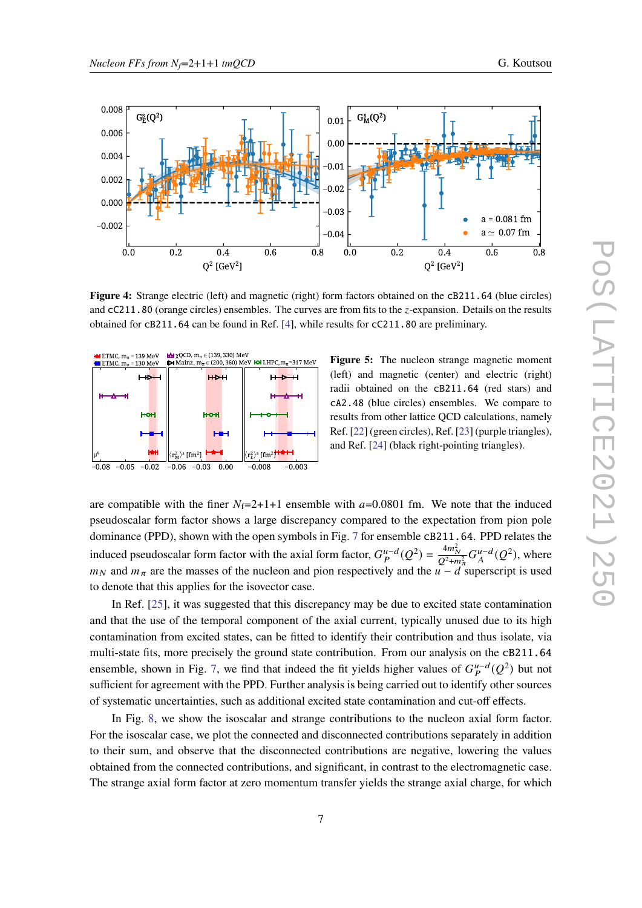**Figure 4:** Strange electric (left) and magnetic (right) form factors obtained on the `cB211.64` (blue circles) and `cC211.80` (orange circles) ensembles. The curves are from fits to the $z$-expansion. Details on the results obtained for `cB211.64` can be found in Ref. [4], while results for `cC211.80` are preliminary.

**Figure 5:** The nucleon strange magnetic moment (left) and magnetic (center) and electric (right) radii obtained on the `cB211.64` (red stars) and `cA2.48` (blue circles) ensembles. We compare to results from other lattice QCD calculations, namely Ref. [22] (green circles), Ref. [23] (purple triangles), and Ref. [24] (black right-pointing triangles).

are compatible with the finer $N_f$=2+1+1 ensemble with $a$=0.0801 fm. We note that the induced pseudoscalar form factor shows a large discrepancy compared to the expectation from pion pole dominance (PPD), shown with the open symbols in Fig. 7 for ensemble `cB211.64`. PPD relates the induced pseudoscalar form factor with the axial form factor, $G_P^{u-d}(Q^2) = \frac{4m_N^2}{Q^2+m_\pi^2} G_A^{u-d}(Q^2)$, where $m_N$ and $m_\pi$ are the masses of the nucleon and pion respectively and the $u-d$ superscript is used to denote that this applies for the isovector case.

In Ref. [25], it was suggested that this discrepancy may be due to excited state contamination and that the use of the temporal component of the axial current, typically unused due to its high contamination from excited states, can be fitted to identify their contribution and thus isolate, via multi-state fits, more precisely the ground state contribution. From our analysis on the `cB211.64` ensemble, shown in Fig. 7, we find that indeed the fit yields higher values of $G_P^{u-d}(Q^2)$ but not sufficient for agreement with the PPD. Further analysis is being carried out to identify other sources of systematic uncertainties, such as additional excited state contamination and cut-off effects.

In Fig. 8, we show the isoscalar and strange contributions to the nucleon axial form factor. For the isoscalar case, we plot the connected and disconnected contributions separately in addition to their sum, and observe that the disconnected contributions are negative, lowering the values obtained from the connected contributions, and significant, in contrast to the electromagnetic case. The strange axial form factor at zero momentum transfer yields the strange axial charge, for which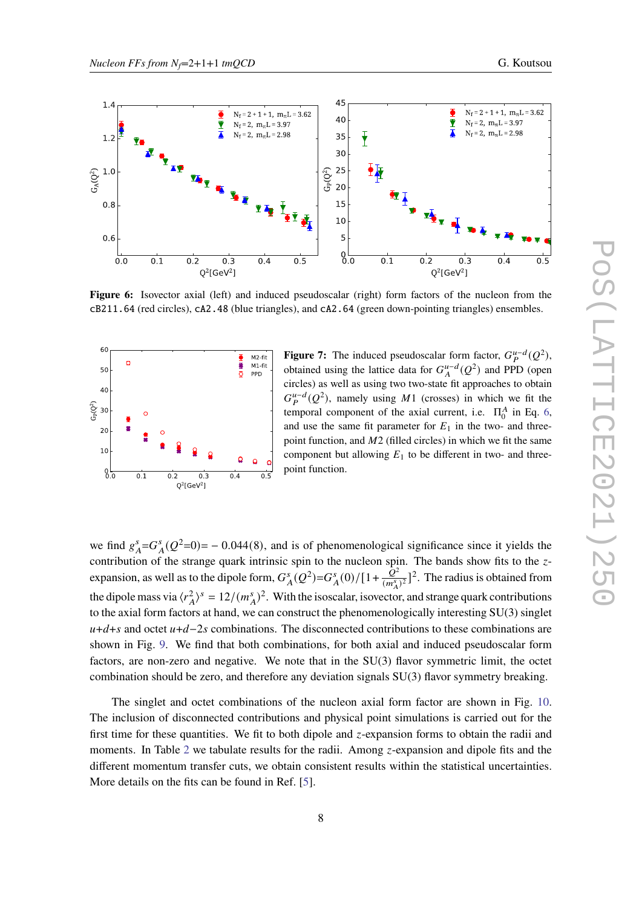**Figure 6:** Isovector axial (left) and induced pseudoscalar (right) form factors of the nucleon from the `cB211.64` (red circles), `cA2.48` (blue triangles), and `cA2.64` (green down-pointing triangles) ensembles.

**Figure 7:** The induced pseudoscalar form factor, $G_P^{u-d}(Q^2)$, obtained using the lattice data for $G_A^{u-d}(Q^2)$ and PPD (open circles) as well as using two two-state fit approaches to obtain $G_P^{u-d}(Q^2)$, namely using $M1$ (crosses) in which we fit the temporal component of the axial current, i.e. $\Pi_0^A$ in Eq. 6, and use the same fit parameter for $E_1$ in the two- and three-point function, and $M2$ (filled circles) in which we fit the same component but allowing $E_1$ to be different in two- and three-point function.

we find $g_A^s$=$G_A^s(Q^2$=0)= − 0.044(8), and is of phenomenological significance since it yields the contribution of the strange quark intrinsic spin to the nucleon spin. The bands show fits to the $z$-expansion, as well as to the dipole form, $G_A^s(Q^2)$=$G_A^s(0)/[1+\frac{Q^2}{(m_A^s)^2}]^2$. The radius is obtained from the dipole mass via $\langle r_A^2\rangle^s = 12/(m_A^s)^2$. With the isoscalar, isovector, and strange quark contributions to the axial form factors at hand, we can construct the phenomenologically interesting SU(3) singlet $u$+$d$+$s$ and octet $u$+$d$−2$s$ combinations. The disconnected contributions to these combinations are shown in Fig. 9. We find that both combinations, for both axial and induced pseudoscalar form factors, are non-zero and negative. We note that in the SU(3) flavor symmetric limit, the octet combination should be zero, and therefore any deviation signals SU(3) flavor symmetry breaking.

The singlet and octet combinations of the nucleon axial form factor are shown in Fig. 10. The inclusion of disconnected contributions and physical point simulations is carried out for the first time for these quantities. We fit to both dipole and $z$-expansion forms to obtain the radii and moments. In Table 2 we tabulate results for the radii. Among $z$-expansion and dipole fits and the different momentum transfer cuts, we obtain consistent results within the statistical uncertainties. More details on the fits can be found in Ref. [5].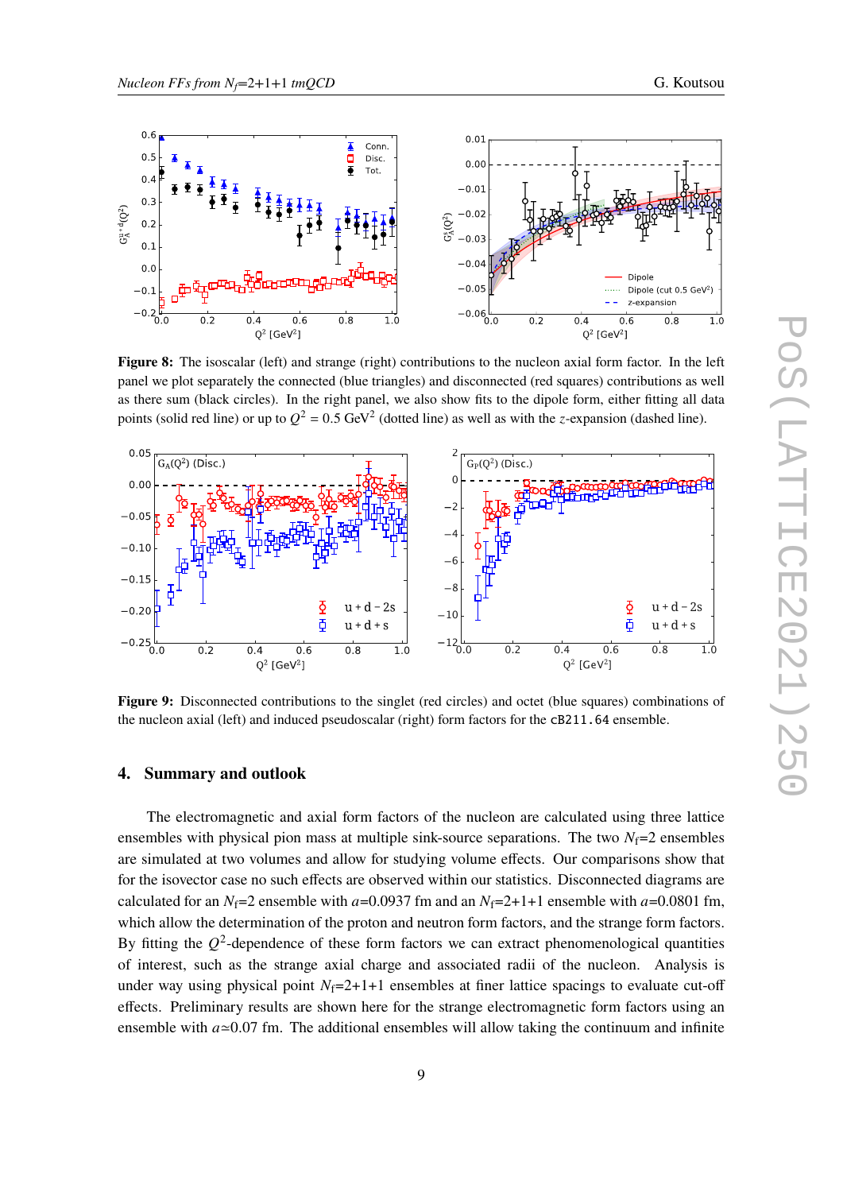**Figure 8:** The isoscalar (left) and strange (right) contributions to the nucleon axial form factor. In the left panel we plot separately the connected (blue triangles) and disconnected (red squares) contributions as well as there sum (black circles). In the right panel, we also show fits to the dipole form, either fitting all data points (solid red line) or up to $Q^2 = 0.5$ GeV$^2$ (dotted line) as well as with the $z$-expansion (dashed line).

**Figure 9:** Disconnected contributions to the singlet (red circles) and octet (blue squares) combinations of the nucleon axial (left) and induced pseudoscalar (right) form factors for the `cB211.64` ensemble.

## 4. Summary and outlook

The electromagnetic and axial form factors of the nucleon are calculated using three lattice ensembles with physical pion mass at multiple sink-source separations. The two $N_f$=2 ensembles are simulated at two volumes and allow for studying volume effects. Our comparisons show that for the isovector case no such effects are observed within our statistics. Disconnected diagrams are calculated for an $N_f$=2 ensemble with $a$=0.0937 fm and an $N_f$=2+1+1 ensemble with $a$=0.0801 fm, which allow the determination of the proton and neutron form factors, and the strange form factors. By fitting the $Q^2$-dependence of these form factors we can extract phenomenological quantities of interest, such as the strange axial charge and associated radii of the nucleon. Analysis is under way using physical point $N_f$=2+1+1 ensembles at finer lattice spacings to evaluate cut-off effects. Preliminary results are shown here for the strange electromagnetic form factors using an ensemble with $a \simeq 0.07$ fm. The additional ensembles will allow taking the continuum and infinite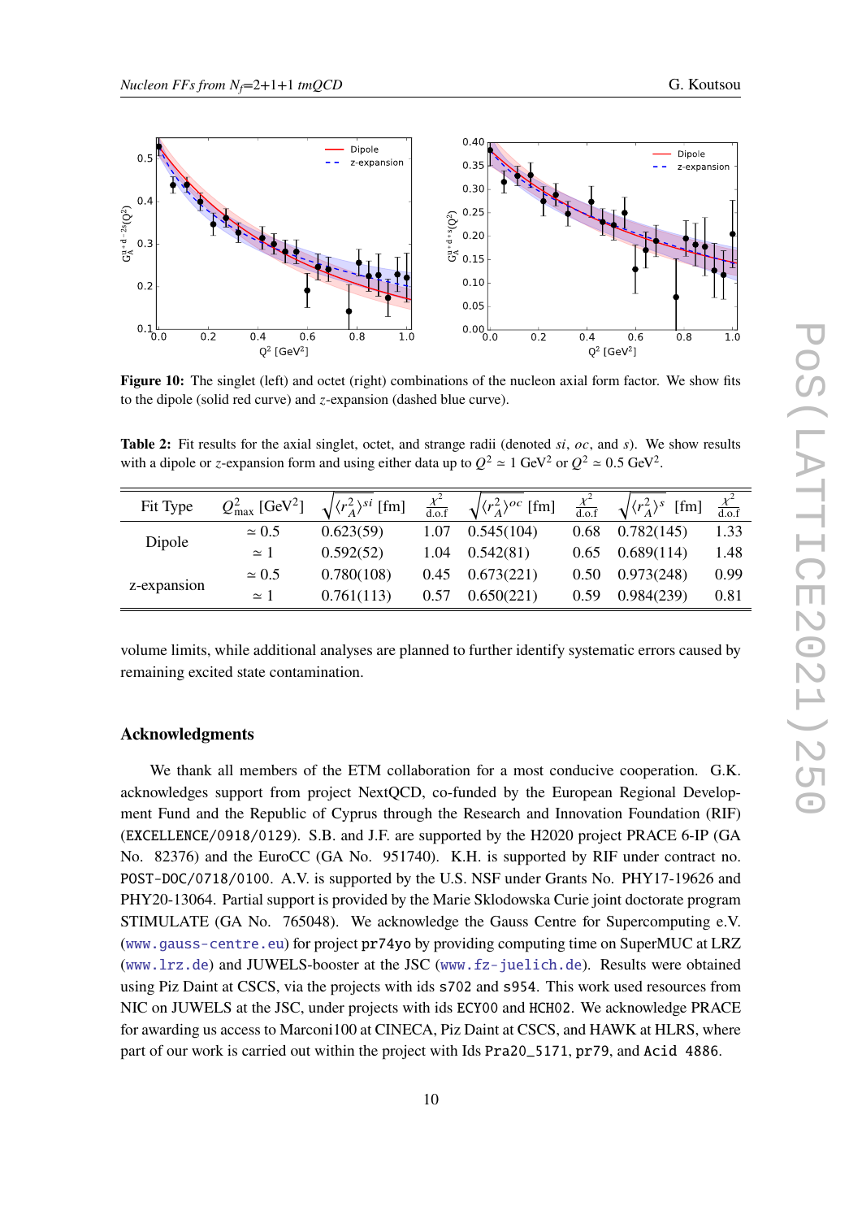**Figure 10:** The singlet (left) and octet (right) combinations of the nucleon axial form factor. We show fits to the dipole (solid red curve) and $z$-expansion (dashed blue curve).

**Table 2:** Fit results for the axial singlet, octet, and strange radii (denoted $si$, $oc$, and $s$). We show results with a dipole or $z$-expansion form and using either data up to $Q^2 \simeq 1$ GeV$^2$ or $Q^2 \simeq 0.5$ GeV$^2$.

| Fit Type | $Q^2_{\max}$ [GeV$^2$] | $\sqrt{\langle r_A^2\rangle^{si}}$ [fm] | $\frac{\chi^2}{\text{d.o.f}}$ | $\sqrt{\langle r_A^2\rangle^{oc}}$ [fm] | $\frac{\chi^2}{\text{d.o.f}}$ | $\sqrt{\langle r_A^2\rangle^{s}}$ [fm] | $\frac{\chi^2}{\text{d.o.f}}$ |
|---|---|---|---|---|---|---|---|
| Dipole | $\simeq 0.5$ | 0.623(59) | 1.07 | 0.545(104) | 0.68 | 0.782(145) | 1.33 |
| | $\simeq 1$ | 0.592(52) | 1.04 | 0.542(81) | 0.65 | 0.689(114) | 1.48 |
| z-expansion | $\simeq 0.5$ | 0.780(108) | 0.45 | 0.673(221) | 0.50 | 0.973(248) | 0.99 |
| | $\simeq 1$ | 0.761(113) | 0.57 | 0.650(221) | 0.59 | 0.984(239) | 0.81 |

volume limits, while additional analyses are planned to further identify systematic errors caused by remaining excited state contamination.

## Acknowledgments

We thank all members of the ETM collaboration for a most conducive cooperation. G.K. acknowledges support from project NextQCD, co-funded by the European Regional Development Fund and the Republic of Cyprus through the Research and Innovation Foundation (RIF) (EXCELLENCE/0918/0129). S.B. and J.F. are supported by the H2020 project PRACE 6-IP (GA No. 82376) and the EuroCC (GA No. 951740). K.H. is supported by RIF under contract no. POST-DOC/0718/0100. A.V. is supported by the U.S. NSF under Grants No. PHY17-19626 and PHY20-13064. Partial support is provided by the Marie Sklodowska Curie joint doctorate program STIMULATE (GA No. 765048). We acknowledge the Gauss Centre for Supercomputing e.V. (www.gauss-centre.eu) for project pr74yo by providing computing time on SuperMUC at LRZ (www.lrz.de) and JUWELS-booster at the JSC (www.fz-juelich.de). Results were obtained using Piz Daint at CSCS, via the projects with ids s702 and s954. This work used resources from NIC on JUWELS at the JSC, under projects with ids ECY00 and HCH02. We acknowledge PRACE for awarding us access to Marconi100 at CINECA, Piz Daint at CSCS, and HAWK at HLRS, where part of our work is carried out within the project with Ids Pra20_5171, pr79, and Acid 4886.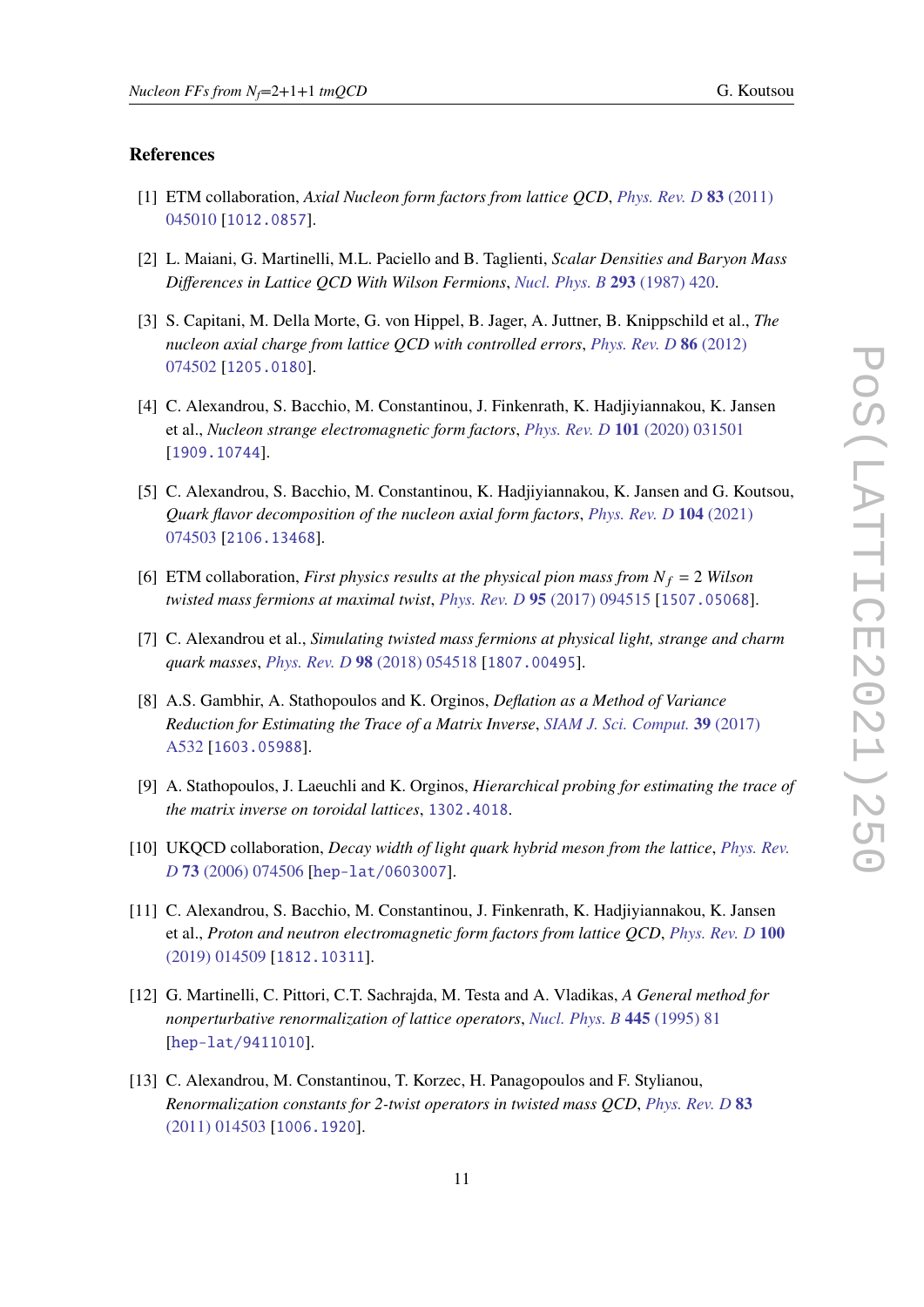## References

[1] ETM collaboration, *Axial Nucleon form factors from lattice QCD*, Phys. Rev. D **83** (2011) 045010 [1012.0857].

[2] L. Maiani, G. Martinelli, M.L. Paciello and B. Taglienti, *Scalar Densities and Baryon Mass Differences in Lattice QCD With Wilson Fermions*, Nucl. Phys. B **293** (1987) 420.

[3] S. Capitani, M. Della Morte, G. von Hippel, B. Jager, A. Juttner, B. Knippschild et al., *The nucleon axial charge from lattice QCD with controlled errors*, Phys. Rev. D **86** (2012) 074502 [1205.0180].

[4] C. Alexandrou, S. Bacchio, M. Constantinou, J. Finkenrath, K. Hadjiyiannakou, K. Jansen et al., *Nucleon strange electromagnetic form factors*, Phys. Rev. D **101** (2020) 031501 [1909.10744].

[5] C. Alexandrou, S. Bacchio, M. Constantinou, K. Hadjiyiannakou, K. Jansen and G. Koutsou, *Quark flavor decomposition of the nucleon axial form factors*, Phys. Rev. D **104** (2021) 074503 [2106.13468].

[6] ETM collaboration, *First physics results at the physical pion mass from $N_f = 2$ Wilson twisted mass fermions at maximal twist*, Phys. Rev. D **95** (2017) 094515 [1507.05068].

[7] C. Alexandrou et al., *Simulating twisted mass fermions at physical light, strange and charm quark masses*, Phys. Rev. D **98** (2018) 054518 [1807.00495].

[8] A.S. Gambhir, A. Stathopoulos and K. Orginos, *Deflation as a Method of Variance Reduction for Estimating the Trace of a Matrix Inverse*, SIAM J. Sci. Comput. **39** (2017) A532 [1603.05988].

[9] A. Stathopoulos, J. Laeuchli and K. Orginos, *Hierarchical probing for estimating the trace of the matrix inverse on toroidal lattices*, 1302.4018.

[10] UKQCD collaboration, *Decay width of light quark hybrid meson from the lattice*, Phys. Rev. D **73** (2006) 074506 [hep-lat/0603007].

[11] C. Alexandrou, S. Bacchio, M. Constantinou, J. Finkenrath, K. Hadjiyiannakou, K. Jansen et al., *Proton and neutron electromagnetic form factors from lattice QCD*, Phys. Rev. D **100** (2019) 014509 [1812.10311].

[12] G. Martinelli, C. Pittori, C.T. Sachrajda, M. Testa and A. Vladikas, *A General method for nonperturbative renormalization of lattice operators*, Nucl. Phys. B **445** (1995) 81 [hep-lat/9411010].

[13] C. Alexandrou, M. Constantinou, T. Korzec, H. Panagopoulos and F. Stylianou, *Renormalization constants for 2-twist operators in twisted mass QCD*, Phys. Rev. D **83** (2011) 014503 [1006.1920].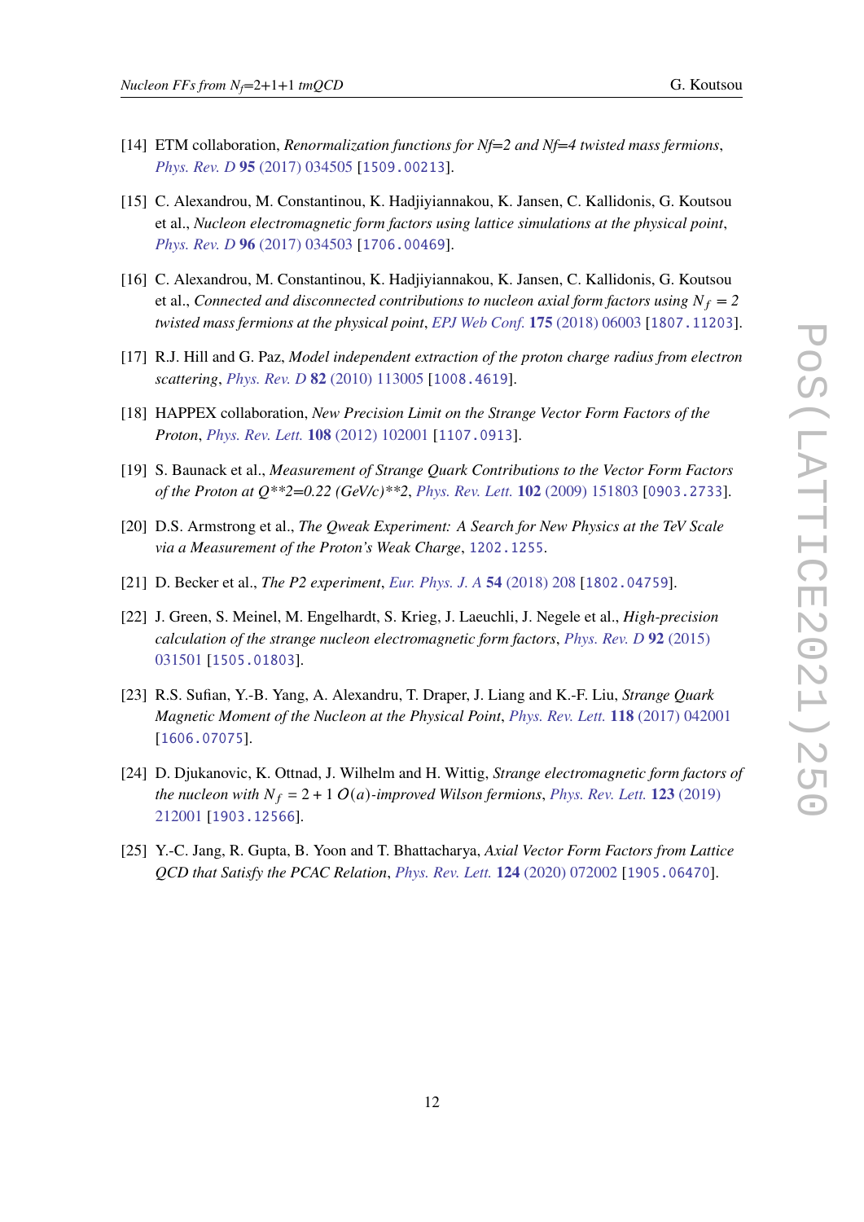[14] ETM collaboration, *Renormalization functions for Nf=2 and Nf=4 twisted mass fermions*, *Phys. Rev. D* **95** (2017) 034505 [1509.00213].

[15] C. Alexandrou, M. Constantinou, K. Hadjiyiannakou, K. Jansen, C. Kallidonis, G. Koutsou et al., *Nucleon electromagnetic form factors using lattice simulations at the physical point*, *Phys. Rev. D* **96** (2017) 034503 [1706.00469].

[16] C. Alexandrou, M. Constantinou, K. Hadjiyiannakou, K. Jansen, C. Kallidonis, G. Koutsou et al., *Connected and disconnected contributions to nucleon axial form factors using $N_f = 2$ twisted mass fermions at the physical point*, *EPJ Web Conf.* **175** (2018) 06003 [1807.11203].

[17] R.J. Hill and G. Paz, *Model independent extraction of the proton charge radius from electron scattering*, *Phys. Rev. D* **82** (2010) 113005 [1008.4619].

[18] HAPPEX collaboration, *New Precision Limit on the Strange Vector Form Factors of the Proton*, *Phys. Rev. Lett.* **108** (2012) 102001 [1107.0913].

[19] S. Baunack et al., *Measurement of Strange Quark Contributions to the Vector Form Factors of the Proton at Q**2=0.22 (GeV/c)**2*, *Phys. Rev. Lett.* **102** (2009) 151803 [0903.2733].

[20] D.S. Armstrong et al., *The Qweak Experiment: A Search for New Physics at the TeV Scale via a Measurement of the Proton's Weak Charge*, 1202.1255.

[21] D. Becker et al., *The P2 experiment*, *Eur. Phys. J. A* **54** (2018) 208 [1802.04759].

[22] J. Green, S. Meinel, M. Engelhardt, S. Krieg, J. Laeuchli, J. Negele et al., *High-precision calculation of the strange nucleon electromagnetic form factors*, *Phys. Rev. D* **92** (2015) 031501 [1505.01803].

[23] R.S. Sufian, Y.-B. Yang, A. Alexandru, T. Draper, J. Liang and K.-F. Liu, *Strange Quark Magnetic Moment of the Nucleon at the Physical Point*, *Phys. Rev. Lett.* **118** (2017) 042001 [1606.07075].

[24] D. Djukanovic, K. Ottnad, J. Wilhelm and H. Wittig, *Strange electromagnetic form factors of the nucleon with $N_f = 2 + 1$ $O(a)$-improved Wilson fermions*, *Phys. Rev. Lett.* **123** (2019) 212001 [1903.12566].

[25] Y.-C. Jang, R. Gupta, B. Yoon and T. Bhattacharya, *Axial Vector Form Factors from Lattice QCD that Satisfy the PCAC Relation*, *Phys. Rev. Lett.* **124** (2020) 072002 [1905.06470].